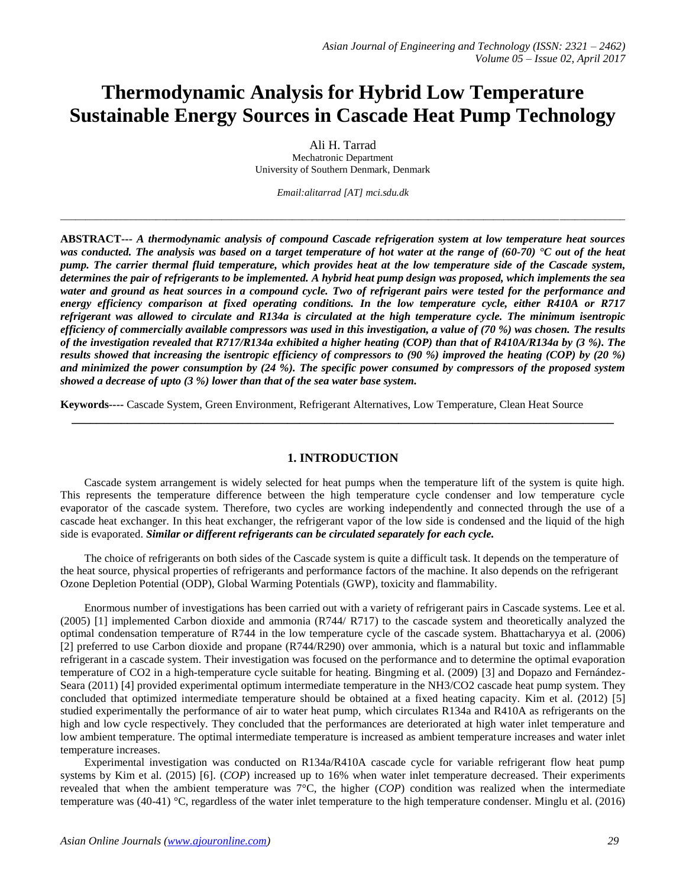# Thermodynamic Analysis for Hybrid Low Temperature Sustainable Energy Sources in Cascade Heat Pump Technology

Ali H. Tarrad
Mechatronic Department
University of Southern Denmark, Denmark

*Email:alitarrad [AT] mci.sdu.dk*

---

**ABSTRACT---** ***A thermodynamic analysis of compound Cascade refrigeration system at low temperature heat sources was conducted. The analysis was based on a target temperature of hot water at the range of (60-70) °C out of the heat pump. The carrier thermal fluid temperature, which provides heat at the low temperature side of the Cascade system, determines the pair of refrigerants to be implemented. A hybrid heat pump design was proposed, which implements the sea water and ground as heat sources in a compound cycle. Two of refrigerant pairs were tested for the performance and energy efficiency comparison at fixed operating conditions. In the low temperature cycle, either R410A or R717 refrigerant was allowed to circulate and R134a is circulated at the high temperature cycle. The minimum isentropic efficiency of commercially available compressors was used in this investigation, a value of (70 %) was chosen. The results of the investigation revealed that R717/R134a exhibited a higher heating (COP) than that of R410A/R134a by (3 %). The results showed that increasing the isentropic efficiency of compressors to (90 %) improved the heating (COP) by (20 %) and minimized the power consumption by (24 %). The specific power consumed by compressors of the proposed system showed a decrease of upto (3 %) lower than that of the sea water base system.***

**Keywords----** Cascade System, Green Environment, Refrigerant Alternatives, Low Temperature, Clean Heat Source

---

## 1. INTRODUCTION

Cascade system arrangement is widely selected for heat pumps when the temperature lift of the system is quite high. This represents the temperature difference between the high temperature cycle condenser and low temperature cycle evaporator of the cascade system. Therefore, two cycles are working independently and connected through the use of a cascade heat exchanger. In this heat exchanger, the refrigerant vapor of the low side is condensed and the liquid of the high side is evaporated. ***Similar or different refrigerants can be circulated separately for each cycle.***

The choice of refrigerants on both sides of the Cascade system is quite a difficult task. It depends on the temperature of the heat source, physical properties of refrigerants and performance factors of the machine. It also depends on the refrigerant Ozone Depletion Potential (ODP), Global Warming Potentials (GWP), toxicity and flammability.

Enormous number of investigations has been carried out with a variety of refrigerant pairs in Cascade systems. Lee et al. (2005) [1] implemented Carbon dioxide and ammonia (R744/ R717) to the cascade system and theoretically analyzed the optimal condensation temperature of R744 in the low temperature cycle of the cascade system. Bhattacharyya et al. (2006) [2] preferred to use Carbon dioxide and propane (R744/R290) over ammonia, which is a natural but toxic and inflammable refrigerant in a cascade system. Their investigation was focused on the performance and to determine the optimal evaporation temperature of CO2 in a high-temperature cycle suitable for heating. Bingming et al. (2009) [3] and Dopazo and Fernández-Seara (2011) [4] provided experimental optimum intermediate temperature in the NH3/CO2 cascade heat pump system. They concluded that optimized intermediate temperature should be obtained at a fixed heating capacity. Kim et al. (2012) [5] studied experimentally the performance of air to water heat pump, which circulates R134a and R410A as refrigerants on the high and low cycle respectively. They concluded that the performances are deteriorated at high water inlet temperature and low ambient temperature. The optimal intermediate temperature is increased as ambient temperature increases and water inlet temperature increases.

Experimental investigation was conducted on R134a/R410A cascade cycle for variable refrigerant flow heat pump systems by Kim et al. (2015) [6]. (*COP*) increased up to 16% when water inlet temperature decreased. Their experiments revealed that when the ambient temperature was 7°C, the higher (*COP*) condition was realized when the intermediate temperature was (40-41) °C, regardless of the water inlet temperature to the high temperature condenser. Minglu et al. (2016)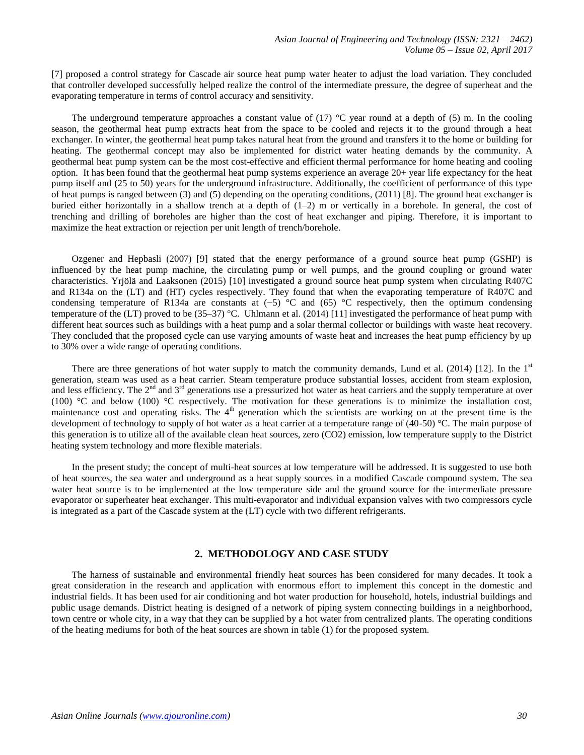[7] proposed a control strategy for Cascade air source heat pump water heater to adjust the load variation. They concluded that controller developed successfully helped realize the control of the intermediate pressure, the degree of superheat and the evaporating temperature in terms of control accuracy and sensitivity.

The underground temperature approaches a constant value of (17) °C year round at a depth of (5) m. In the cooling season, the geothermal heat pump extracts heat from the space to be cooled and rejects it to the ground through a heat exchanger. In winter, the geothermal heat pump takes natural heat from the ground and transfers it to the home or building for heating. The geothermal concept may also be implemented for district water heating demands by the community. A geothermal heat pump system can be the most cost-effective and efficient thermal performance for home heating and cooling option. It has been found that the geothermal heat pump systems experience an average 20+ year life expectancy for the heat pump itself and (25 to 50) years for the underground infrastructure. Additionally, the coefficient of performance of this type of heat pumps is ranged between (3) and (5) depending on the operating conditions, (2011) [8]. The ground heat exchanger is buried either horizontally in a shallow trench at a depth of (1–2) m or vertically in a borehole. In general, the cost of trenching and drilling of boreholes are higher than the cost of heat exchanger and piping. Therefore, it is important to maximize the heat extraction or rejection per unit length of trench/borehole.

Ozgener and Hepbasli (2007) [9] stated that the energy performance of a ground source heat pump (GSHP) is influenced by the heat pump machine, the circulating pump or well pumps, and the ground coupling or ground water characteristics. Yrjölä and Laaksonen (2015) [10] investigated a ground source heat pump system when circulating R407C and R134a on the (LT) and (HT) cycles respectively. They found that when the evaporating temperature of R407C and condensing temperature of R134a are constants at (−5) °C and (65) °C respectively, then the optimum condensing temperature of the (LT) proved to be (35–37) °C. Uhlmann et al. (2014) [11] investigated the performance of heat pump with different heat sources such as buildings with a heat pump and a solar thermal collector or buildings with waste heat recovery. They concluded that the proposed cycle can use varying amounts of waste heat and increases the heat pump efficiency by up to 30% over a wide range of operating conditions.

There are three generations of hot water supply to match the community demands, Lund et al. (2014) [12]. In the 1st generation, steam was used as a heat carrier. Steam temperature produce substantial losses, accident from steam explosion, and less efficiency. The 2nd and 3rd generations use a pressurized hot water as heat carriers and the supply temperature at over (100) °C and below (100) °C respectively. The motivation for these generations is to minimize the installation cost, maintenance cost and operating risks. The 4th generation which the scientists are working on at the present time is the development of technology to supply of hot water as a heat carrier at a temperature range of (40-50) °C. The main purpose of this generation is to utilize all of the available clean heat sources, zero ($CO_2$) emission, low temperature supply to the District heating system technology and more flexible materials.

In the present study; the concept of multi-heat sources at low temperature will be addressed. It is suggested to use both of heat sources, the sea water and underground as a heat supply sources in a modified Cascade compound system. The sea water heat source is to be implemented at the low temperature side and the ground source for the intermediate pressure evaporator or superheater heat exchanger. This multi-evaporator and individual expansion valves with two compressors cycle is integrated as a part of the Cascade system at the (LT) cycle with two different refrigerants.

## 2. METHODOLOGY AND CASE STUDY

The harness of sustainable and environmental friendly heat sources has been considered for many decades. It took a great consideration in the research and application with enormous effort to implement this concept in the domestic and industrial fields. It has been used for air conditioning and hot water production for household, hotels, industrial buildings and public usage demands. District heating is designed of a network of piping system connecting buildings in a neighborhood, town centre or whole city, in a way that they can be supplied by a hot water from centralized plants. The operating conditions of the heating mediums for both of the heat sources are shown in table (1) for the proposed system.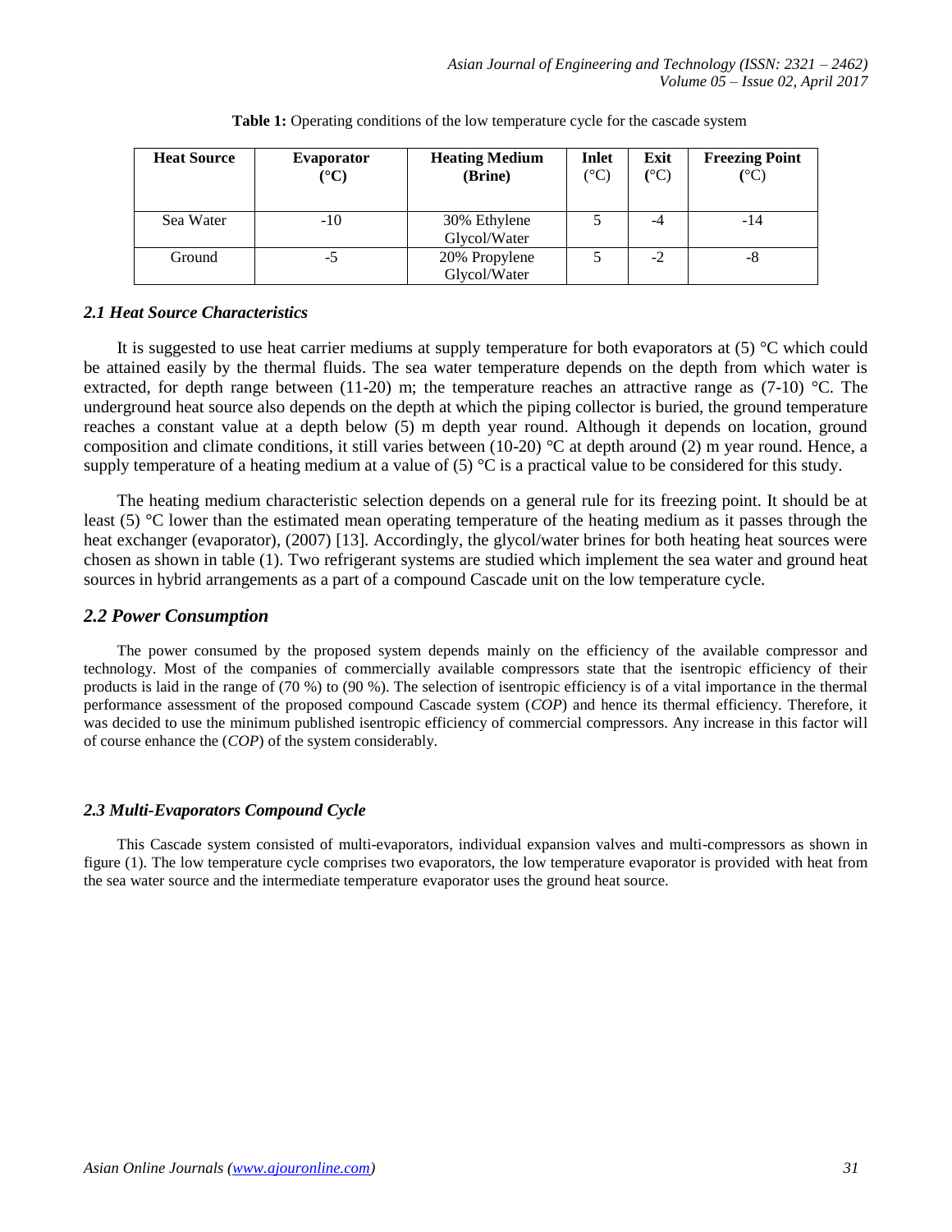**Table 1:** Operating conditions of the low temperature cycle for the cascade system

| Heat Source | Evaporator (°C) | Heating Medium (Brine) | Inlet (°C) | Exit (°C) | Freezing Point (°C) |
|---|---|---|---|---|---|
| Sea Water | -10 | 30% Ethylene Glycol/Water | 5 | -4 | -14 |
| Ground | -5 | 20% Propylene Glycol/Water | 5 | -2 | -8 |

### *2.1 Heat Source Characteristics*

It is suggested to use heat carrier mediums at supply temperature for both evaporators at (5) °C which could be attained easily by the thermal fluids. The sea water temperature depends on the depth from which water is extracted, for depth range between (11-20) m; the temperature reaches an attractive range as (7-10) °C. The underground heat source also depends on the depth at which the piping collector is buried, the ground temperature reaches a constant value at a depth below (5) m depth year round. Although it depends on location, ground composition and climate conditions, it still varies between (10-20) °C at depth around (2) m year round. Hence, a supply temperature of a heating medium at a value of (5) °C is a practical value to be considered for this study.

The heating medium characteristic selection depends on a general rule for its freezing point. It should be at least (5) °C lower than the estimated mean operating temperature of the heating medium as it passes through the heat exchanger (evaporator), (2007) [13]. Accordingly, the glycol/water brines for both heating heat sources were chosen as shown in table (1). Two refrigerant systems are studied which implement the sea water and ground heat sources in hybrid arrangements as a part of a compound Cascade unit on the low temperature cycle.

### *2.2 Power Consumption*

The power consumed by the proposed system depends mainly on the efficiency of the available compressor and technology. Most of the companies of commercially available compressors state that the isentropic efficiency of their products is laid in the range of (70 %) to (90 %). The selection of isentropic efficiency is of a vital importance in the thermal performance assessment of the proposed compound Cascade system (*COP*) and hence its thermal efficiency. Therefore, it was decided to use the minimum published isentropic efficiency of commercial compressors. Any increase in this factor will of course enhance the (*COP*) of the system considerably.

### *2.3 Multi-Evaporators Compound Cycle*

This Cascade system consisted of multi-evaporators, individual expansion valves and multi-compressors as shown in figure (1). The low temperature cycle comprises two evaporators, the low temperature evaporator is provided with heat from the sea water source and the intermediate temperature evaporator uses the ground heat source.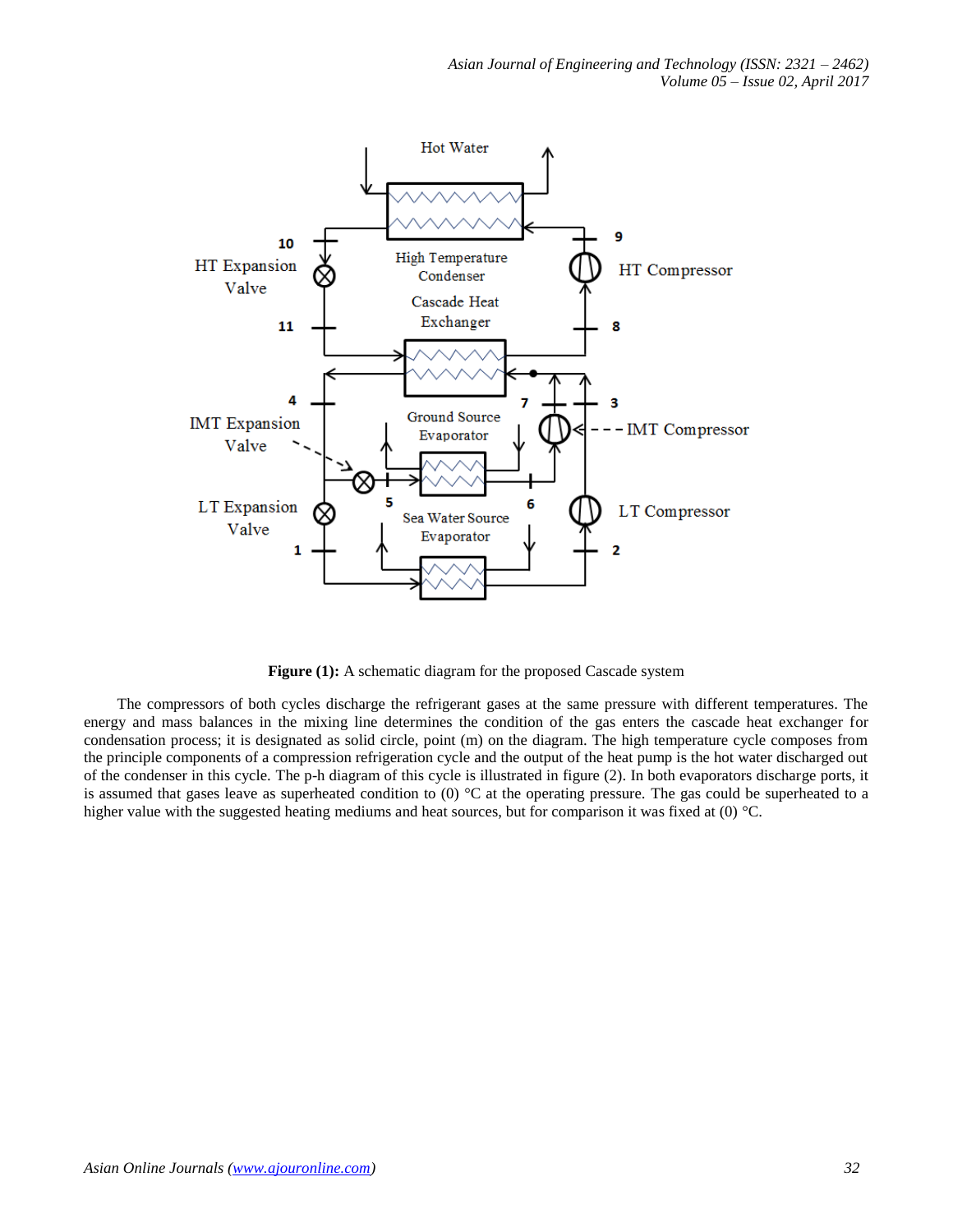**Figure (1):** A schematic diagram for the proposed Cascade system

The compressors of both cycles discharge the refrigerant gases at the same pressure with different temperatures. The energy and mass balances in the mixing line determines the condition of the gas enters the cascade heat exchanger for condensation process; it is designated as solid circle, point (m) on the diagram. The high temperature cycle composes from the principle components of a compression refrigeration cycle and the output of the heat pump is the hot water discharged out of the condenser in this cycle. The p-h diagram of this cycle is illustrated in figure (2). In both evaporators discharge ports, it is assumed that gases leave as superheated condition to (0) °C at the operating pressure. The gas could be superheated to a higher value with the suggested heating mediums and heat sources, but for comparison it was fixed at (0) °C.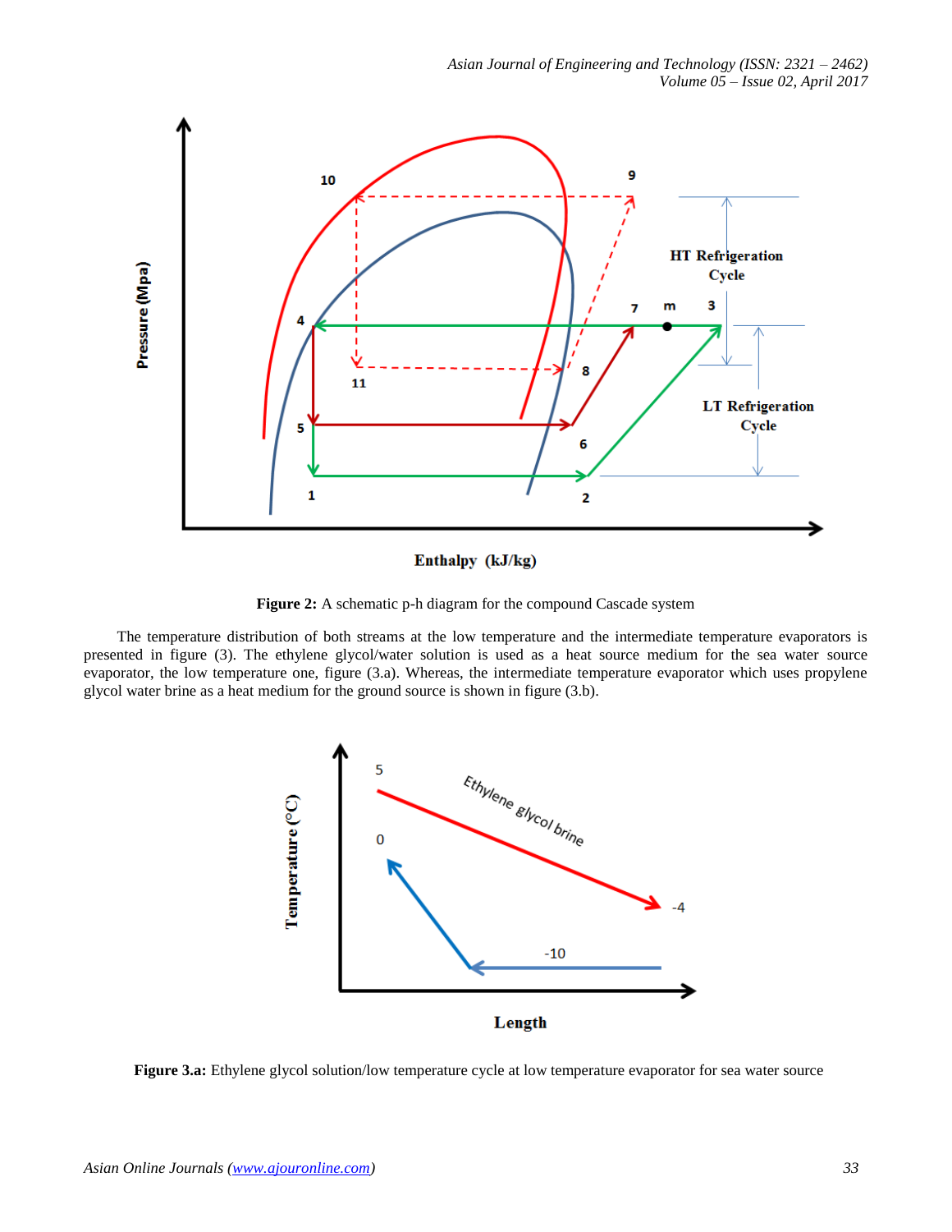**Figure 2:** A schematic p-h diagram for the compound Cascade system

The temperature distribution of both streams at the low temperature and the intermediate temperature evaporators is presented in figure (3). The ethylene glycol/water solution is used as a heat source medium for the sea water source evaporator, the low temperature one, figure (3.a). Whereas, the intermediate temperature evaporator which uses propylene glycol water brine as a heat medium for the ground source is shown in figure (3.b).

**Figure 3.a:** Ethylene glycol solution/low temperature cycle at low temperature evaporator for sea water source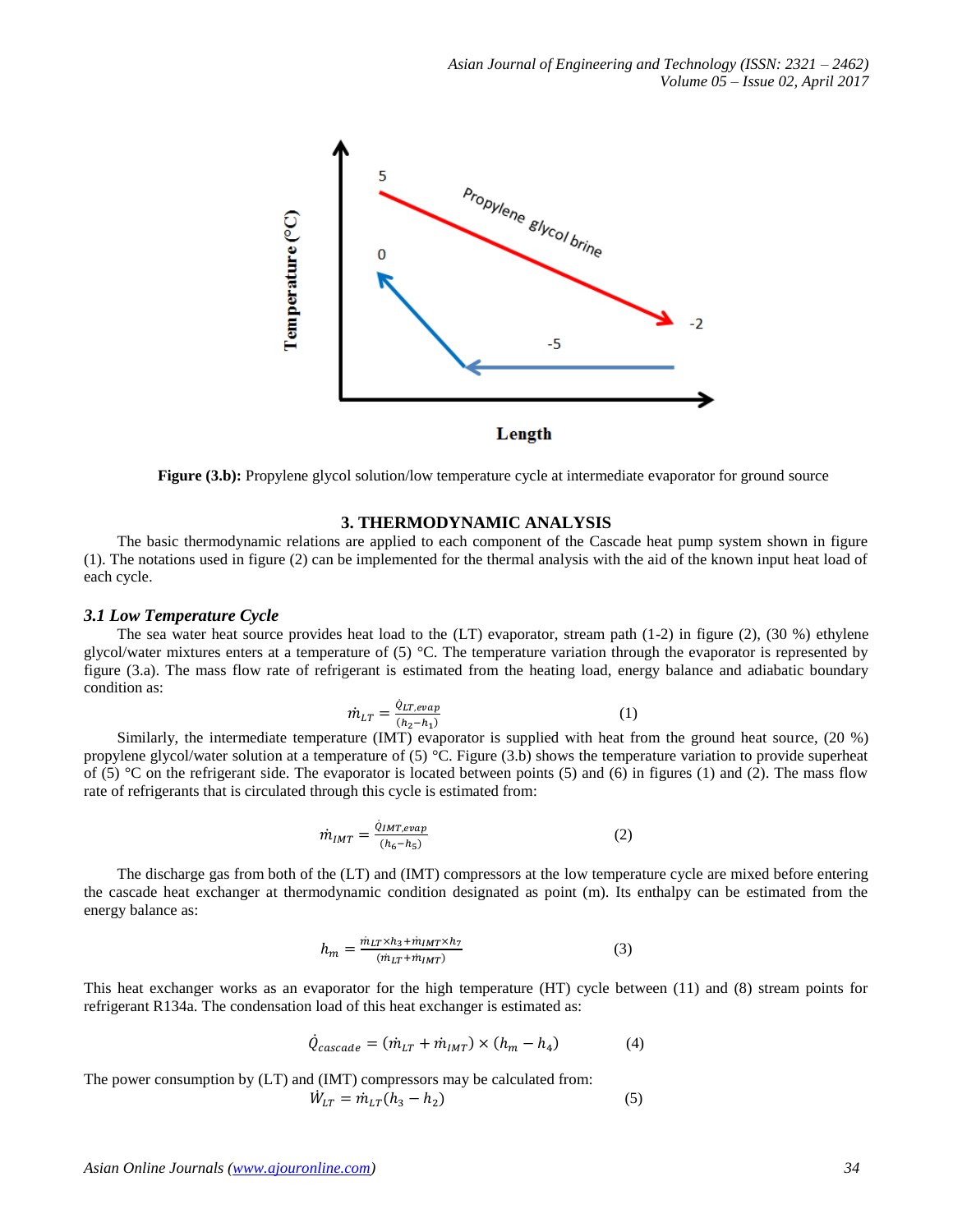Figure (3.b): Propylene glycol solution/low temperature cycle at intermediate evaporator for ground source

## 3. THERMODYNAMIC ANALYSIS

The basic thermodynamic relations are applied to each component of the Cascade heat pump system shown in figure (1). The notations used in figure (2) can be implemented for the thermal analysis with the aid of the known input heat load of each cycle.

### *3.1 Low Temperature Cycle*

The sea water heat source provides heat load to the (LT) evaporator, stream path (1-2) in figure (2), (30 %) ethylene glycol/water mixtures enters at a temperature of (5) °C. The temperature variation through the evaporator is represented by figure (3.a). The mass flow rate of refrigerant is estimated from the heating load, energy balance and adiabatic boundary condition as:

$$\dot{m}_{LT} = \frac{\dot{Q}_{LT,evap}}{(h_2 - h_1)} \qquad (1)$$

Similarly, the intermediate temperature (IMT) evaporator is supplied with heat from the ground heat source, (20 %) propylene glycol/water solution at a temperature of (5) °C. Figure (3.b) shows the temperature variation to provide superheat of (5) °C on the refrigerant side. The evaporator is located between points (5) and (6) in figures (1) and (2). The mass flow rate of refrigerants that is circulated through this cycle is estimated from:

$$\dot{m}_{IMT} = \frac{\dot{Q}_{IMT,evap}}{(h_6 - h_5)} \qquad (2)$$

The discharge gas from both of the (LT) and (IMT) compressors at the low temperature cycle are mixed before entering the cascade heat exchanger at thermodynamic condition designated as point (m). Its enthalpy can be estimated from the energy balance as:

$$h_m = \frac{\dot{m}_{LT} \times h_3 + \dot{m}_{IMT} \times h_7}{(\dot{m}_{LT} + \dot{m}_{IMT})} \qquad (3)$$

This heat exchanger works as an evaporator for the high temperature (HT) cycle between (11) and (8) stream points for refrigerant R134a. The condensation load of this heat exchanger is estimated as:

$$\dot{Q}_{cascade} = (\dot{m}_{LT} + \dot{m}_{IMT}) \times (h_m - h_4) \qquad (4)$$

The power consumption by (LT) and (IMT) compressors may be calculated from:

$$\dot{W}_{LT} = \dot{m}_{LT}(h_3 - h_2) \qquad (5)$$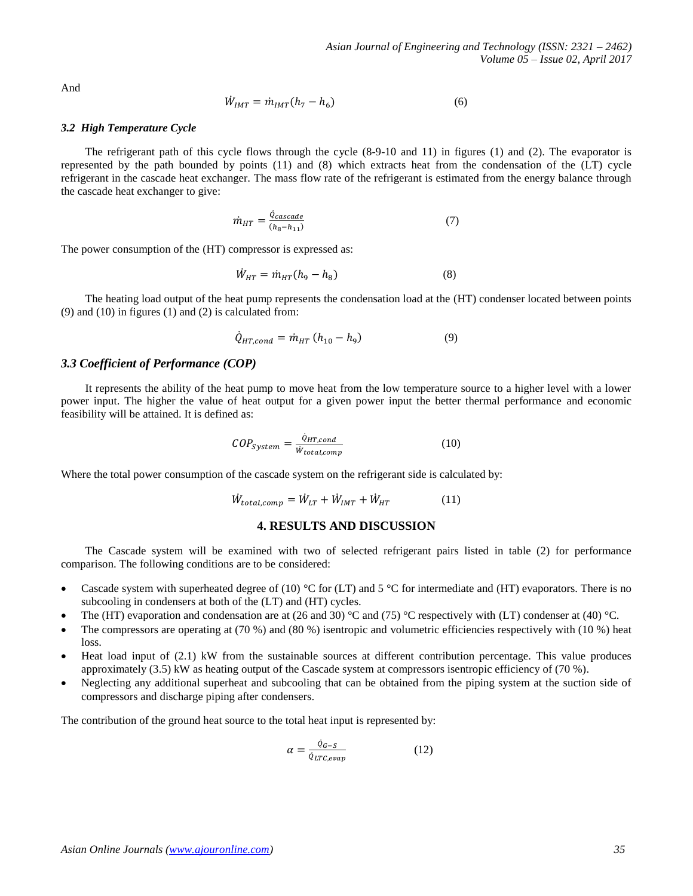And

$$\dot{W}_{IMT} = \dot{m}_{IMT}(h_7 - h_6) \qquad (6)$$

### *3.2 High Temperature Cycle*

The refrigerant path of this cycle flows through the cycle (8-9-10 and 11) in figures (1) and (2). The evaporator is represented by the path bounded by points (11) and (8) which extracts heat from the condensation of the (LT) cycle refrigerant in the cascade heat exchanger. The mass flow rate of the refrigerant is estimated from the energy balance through the cascade heat exchanger to give:

$$\dot{m}_{HT} = \frac{\dot{Q}_{cascade}}{(h_8 - h_{11})} \qquad (7)$$

The power consumption of the (HT) compressor is expressed as:

$$\dot{W}_{HT} = \dot{m}_{HT}(h_9 - h_8) \qquad (8)$$

The heating load output of the heat pump represents the condensation load at the (HT) condenser located between points (9) and (10) in figures (1) and (2) is calculated from:

$$\dot{Q}_{HT,cond} = \dot{m}_{HT}\,(h_{10} - h_9) \qquad (9)$$

### *3.3 Coefficient of Performance (COP)*

It represents the ability of the heat pump to move heat from the low temperature source to a higher level with a lower power input. The higher the value of heat output for a given power input the better thermal performance and economic feasibility will be attained. It is defined as:

$$COP_{System} = \frac{\dot{Q}_{HT,cond}}{\dot{W}_{total,comp}} \qquad (10)$$

Where the total power consumption of the cascade system on the refrigerant side is calculated by:

$$\dot{W}_{total,comp} = \dot{W}_{LT} + \dot{W}_{IMT} + \dot{W}_{HT} \qquad (11)$$

## 4. RESULTS AND DISCUSSION

The Cascade system will be examined with two of selected refrigerant pairs listed in table (2) for performance comparison. The following conditions are to be considered:

- Cascade system with superheated degree of (10) °C for (LT) and 5 °C for intermediate and (HT) evaporators. There is no subcooling in condensers at both of the (LT) and (HT) cycles.
- The (HT) evaporation and condensation are at (26 and 30) °C and (75) °C respectively with (LT) condenser at (40) °C.
- The compressors are operating at (70 %) and (80 %) isentropic and volumetric efficiencies respectively with (10 %) heat loss.
- Heat load input of (2.1) kW from the sustainable sources at different contribution percentage. This value produces approximately (3.5) kW as heating output of the Cascade system at compressors isentropic efficiency of (70 %).
- Neglecting any additional superheat and subcooling that can be obtained from the piping system at the suction side of compressors and discharge piping after condensers.

The contribution of the ground heat source to the total heat input is represented by:

$$\alpha = \frac{\dot{Q}_{G-S}}{\dot{Q}_{LTC,evap}} \qquad (12)$$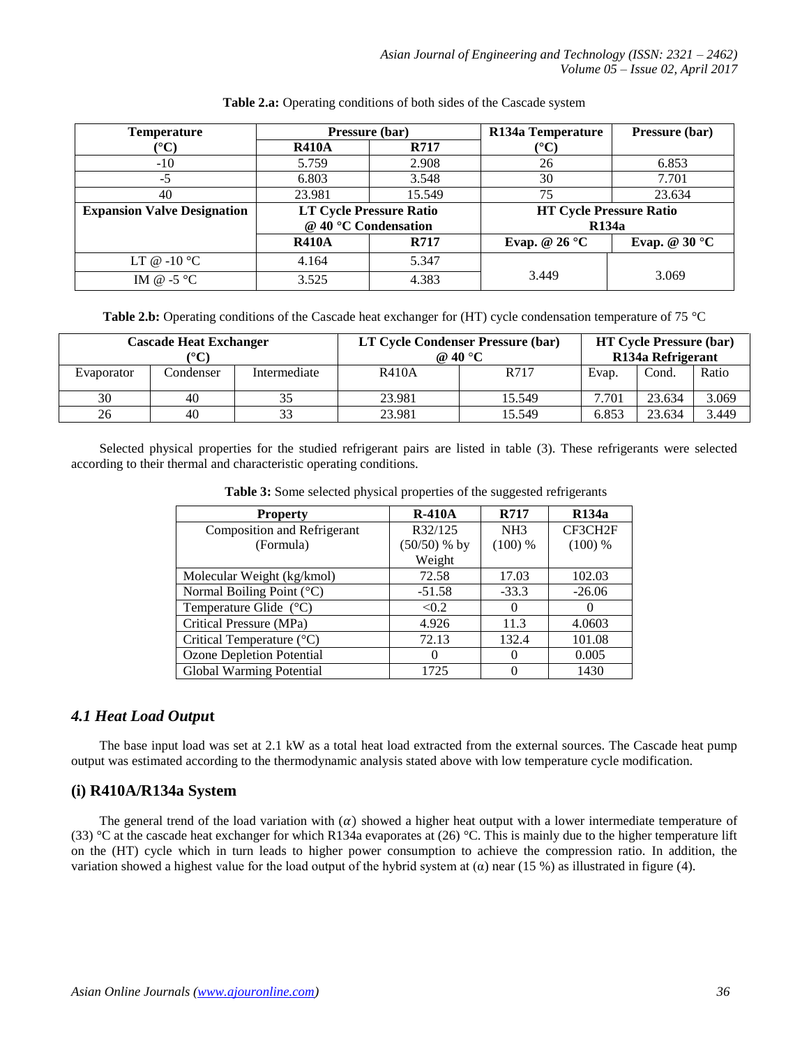**Table 2.a:** Operating conditions of both sides of the Cascade system

| Temperature (°C) | Pressure (bar) | | R134a Temperature (°C) | Pressure (bar) |
|---|---|---|---|---|
| | **R410A** | **R717** | | |
| -10 | 5.759 | 2.908 | 26 | 6.853 |
| -5 | 6.803 | 3.548 | 30 | 7.701 |
| 40 | 23.981 | 15.549 | 75 | 23.634 |
| **Expansion Valve Designation** | **LT Cycle Pressure Ratio @ 40 °C Condensation** | | **HT Cycle Pressure Ratio R134a** | |
| | **R410A** | **R717** | **Evap. @ 26 °C** | **Evap. @ 30 °C** |
| LT @ -10 °C | 4.164 | 5.347 | 3.449 | 3.069 |
| IM @ -5 °C | 3.525 | 4.383 | | |

**Table 2.b:** Operating conditions of the Cascade heat exchanger for (HT) cycle condensation temperature of 75 °C

| Cascade Heat Exchanger (°C) | | | LT Cycle Condenser Pressure (bar) @ 40 °C | | HT Cycle Pressure (bar) R134a Refrigerant | | |
|---|---|---|---|---|---|---|---|
| Evaporator | Condenser | Intermediate | R410A | R717 | Evap. | Cond. | Ratio |
| 30 | 40 | 35 | 23.981 | 15.549 | 7.701 | 23.634 | 3.069 |
| 26 | 40 | 33 | 23.981 | 15.549 | 6.853 | 23.634 | 3.449 |

Selected physical properties for the studied refrigerant pairs are listed in table (3). These refrigerants were selected according to their thermal and characteristic operating conditions.

**Table 3:** Some selected physical properties of the suggested refrigerants

| Property | R-410A | R717 | R134a |
|---|---|---|---|
| Composition and Refrigerant (Formula) | R32/125 (50/50) % by Weight | NH3 (100) % | CF3CH2F (100) % |
| Molecular Weight (kg/kmol) | 72.58 | 17.03 | 102.03 |
| Normal Boiling Point (°C) | -51.58 | -33.3 | -26.06 |
| Temperature Glide (°C) | <0.2 | 0 | 0 |
| Critical Pressure (MPa) | 4.926 | 11.3 | 4.0603 |
| Critical Temperature (°C) | 72.13 | 132.4 | 101.08 |
| Ozone Depletion Potential | 0 | 0 | 0.005 |
| Global Warming Potential | 1725 | 0 | 1430 |

### *4.1 Heat Load Output*

The base input load was set at 2.1 kW as a total heat load extracted from the external sources. The Cascade heat pump output was estimated according to the thermodynamic analysis stated above with low temperature cycle modification.

### (i) R410A/R134a System

The general trend of the load variation with ($\alpha$) showed a higher heat output with a lower intermediate temperature of (33) °C at the cascade heat exchanger for which R134a evaporates at (26) °C. This is mainly due to the higher temperature lift on the (HT) cycle which in turn leads to higher power consumption to achieve the compression ratio. In addition, the variation showed a highest value for the load output of the hybrid system at ($\alpha$) near (15 %) as illustrated in figure (4).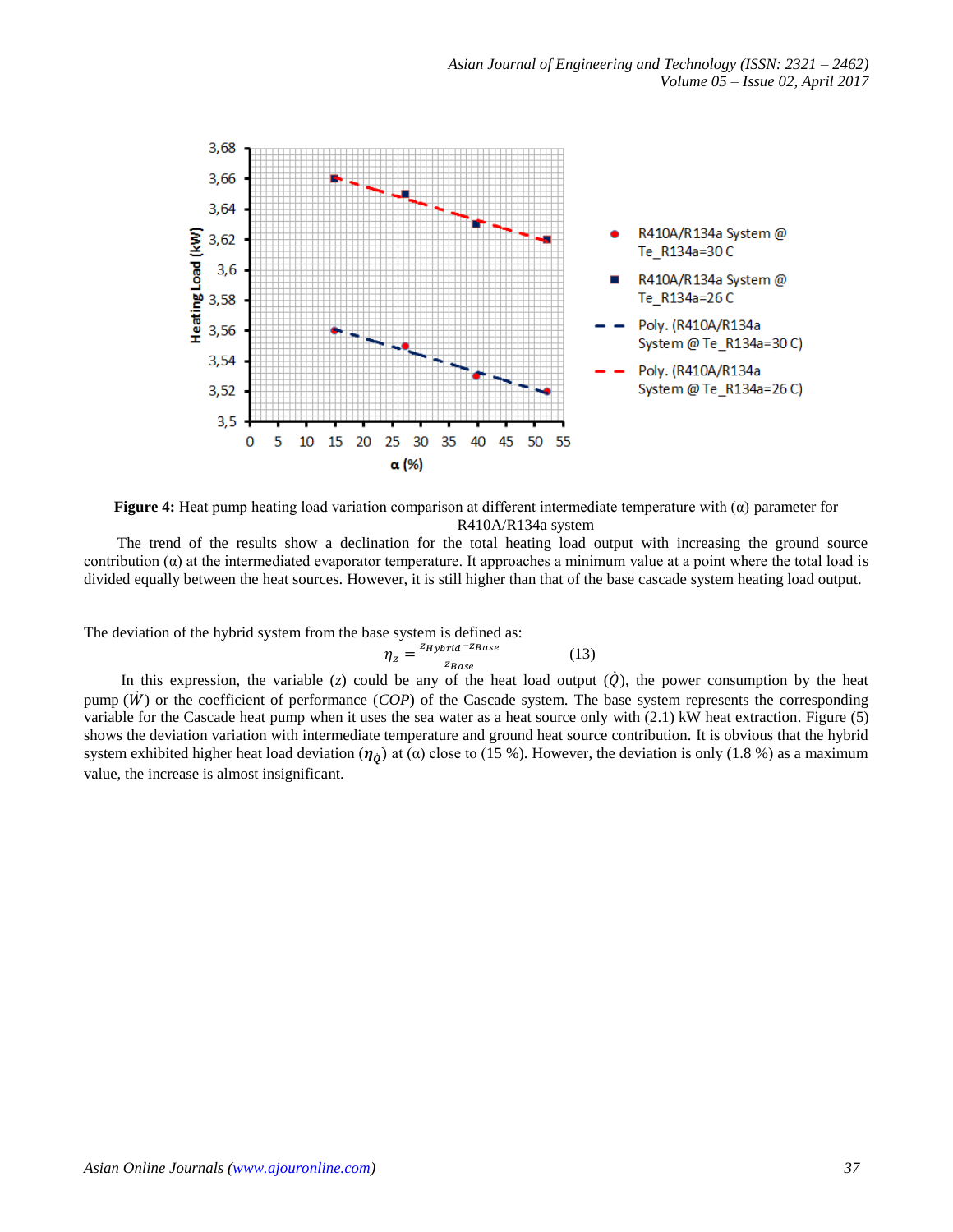**Figure 4:** Heat pump heating load variation comparison at different intermediate temperature with (α) parameter for R410A/R134a system

The trend of the results show a declination for the total heating load output with increasing the ground source contribution (α) at the intermediated evaporator temperature. It approaches a minimum value at a point where the total load is divided equally between the heat sources. However, it is still higher than that of the base cascade system heating load output.

The deviation of the hybrid system from the base system is defined as:

$$\eta_z = \frac{z_{Hybrid} - z_{Base}}{z_{Base}} \qquad (13)$$

In this expression, the variable ($z$) could be any of the heat load output ($\dot{Q}$), the power consumption by the heat pump ($\dot{W}$) or the coefficient of performance ($COP$) of the Cascade system. The base system represents the corresponding variable for the Cascade heat pump when it uses the sea water as a heat source only with (2.1) kW heat extraction. Figure (5) shows the deviation variation with intermediate temperature and ground heat source contribution. It is obvious that the hybrid system exhibited higher heat load deviation ($\boldsymbol{\eta_{\dot{Q}}}$) at (α) close to (15 %). However, the deviation is only (1.8 %) as a maximum value, the increase is almost insignificant.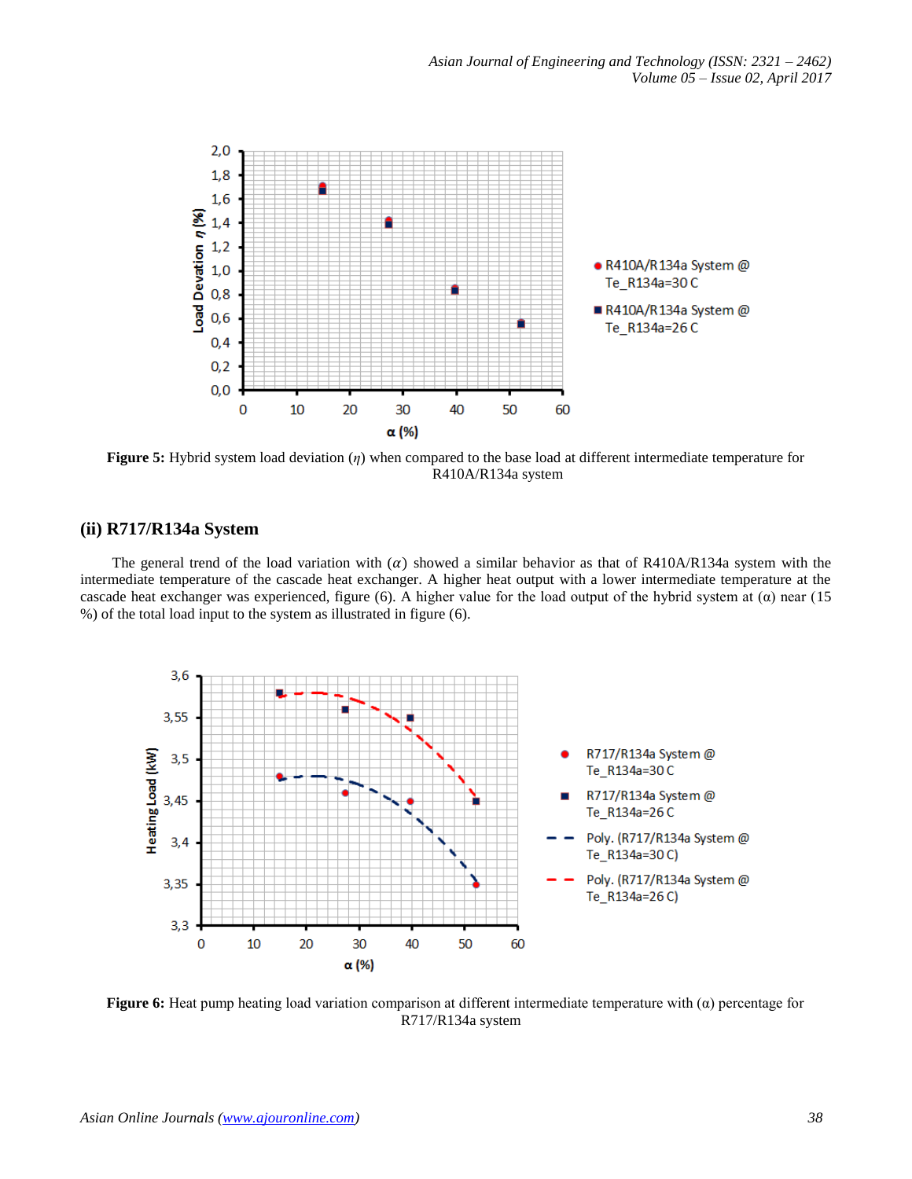**Figure 5:** Hybrid system load deviation ($\eta$) when compared to the base load at different intermediate temperature for R410A/R134a system

## (ii) R717/R134a System

The general trend of the load variation with ($\alpha$) showed a similar behavior as that of R410A/R134a system with the intermediate temperature of the cascade heat exchanger. A higher heat output with a lower intermediate temperature at the cascade heat exchanger was experienced, figure (6). A higher value for the load output of the hybrid system at ($\alpha$) near (15 %) of the total load input to the system as illustrated in figure (6).

**Figure 6:** Heat pump heating load variation comparison at different intermediate temperature with ($\alpha$) percentage for R717/R134a system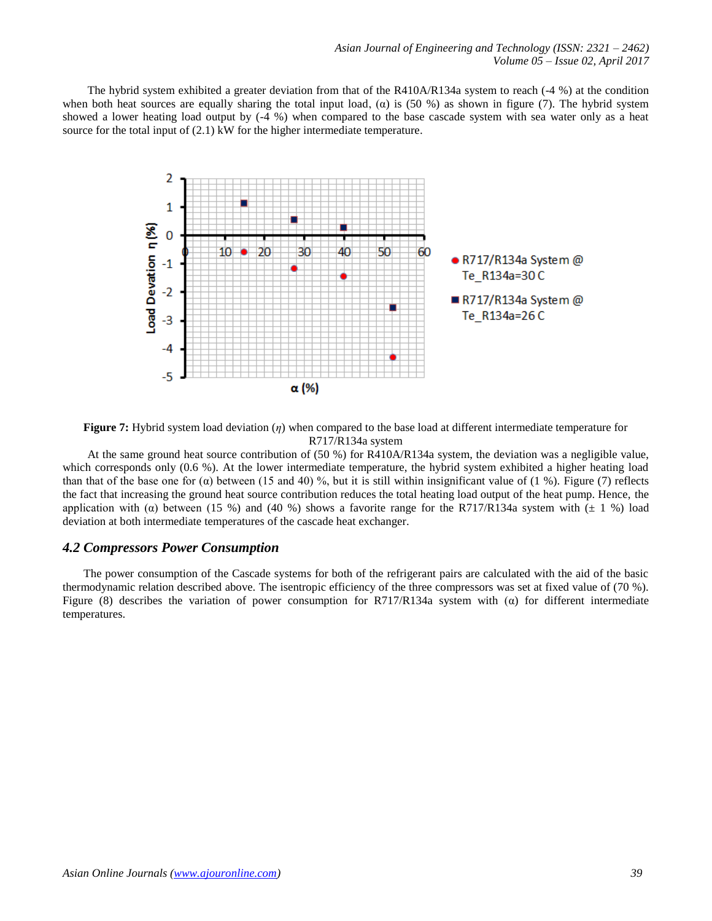The hybrid system exhibited a greater deviation from that of the R410A/R134a system to reach (-4 %) at the condition when both heat sources are equally sharing the total input load, ($\alpha$) is (50 %) as shown in figure (7). The hybrid system showed a lower heating load output by (-4 %) when compared to the base cascade system with sea water only as a heat source for the total input of (2.1) kW for the higher intermediate temperature.

**Figure 7:** Hybrid system load deviation ($\eta$) when compared to the base load at different intermediate temperature for R717/R134a system

At the same ground heat source contribution of (50 %) for R410A/R134a system, the deviation was a negligible value, which corresponds only (0.6 %). At the lower intermediate temperature, the hybrid system exhibited a higher heating load than that of the base one for ($\alpha$) between (15 and 40) %, but it is still within insignificant value of (1 %). Figure (7) reflects the fact that increasing the ground heat source contribution reduces the total heating load output of the heat pump. Hence, the application with ($\alpha$) between (15 %) and (40 %) shows a favorite range for the R717/R134a system with (± 1 %) load deviation at both intermediate temperatures of the cascade heat exchanger.

### *4.2 Compressors Power Consumption*

The power consumption of the Cascade systems for both of the refrigerant pairs are calculated with the aid of the basic thermodynamic relation described above. The isentropic efficiency of the three compressors was set at fixed value of (70 %). Figure (8) describes the variation of power consumption for R717/R134a system with ($\alpha$) for different intermediate temperatures.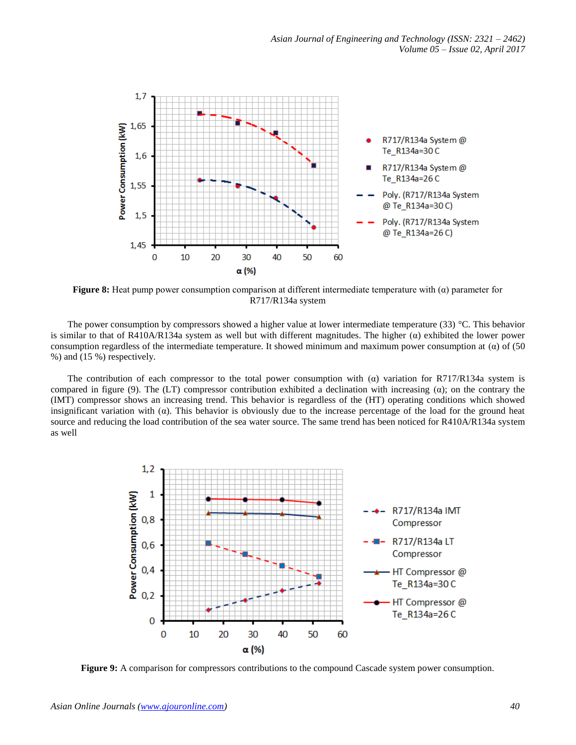**Figure 8:** Heat pump power consumption comparison at different intermediate temperature with (α) parameter for R717/R134a system

The power consumption by compressors showed a higher value at lower intermediate temperature (33) °C. This behavior is similar to that of R410A/R134a system as well but with different magnitudes. The higher (α) exhibited the lower power consumption regardless of the intermediate temperature. It showed minimum and maximum power consumption at (α) of (50 %) and (15 %) respectively.

The contribution of each compressor to the total power consumption with (α) variation for R717/R134a system is compared in figure (9). The (LT) compressor contribution exhibited a declination with increasing (α); on the contrary the (IMT) compressor shows an increasing trend. This behavior is regardless of the (HT) operating conditions which showed insignificant variation with (α). This behavior is obviously due to the increase percentage of the load for the ground heat source and reducing the load contribution of the sea water source. The same trend has been noticed for R410A/R134a system as well

**Figure 9:** A comparison for compressors contributions to the compound Cascade system power consumption.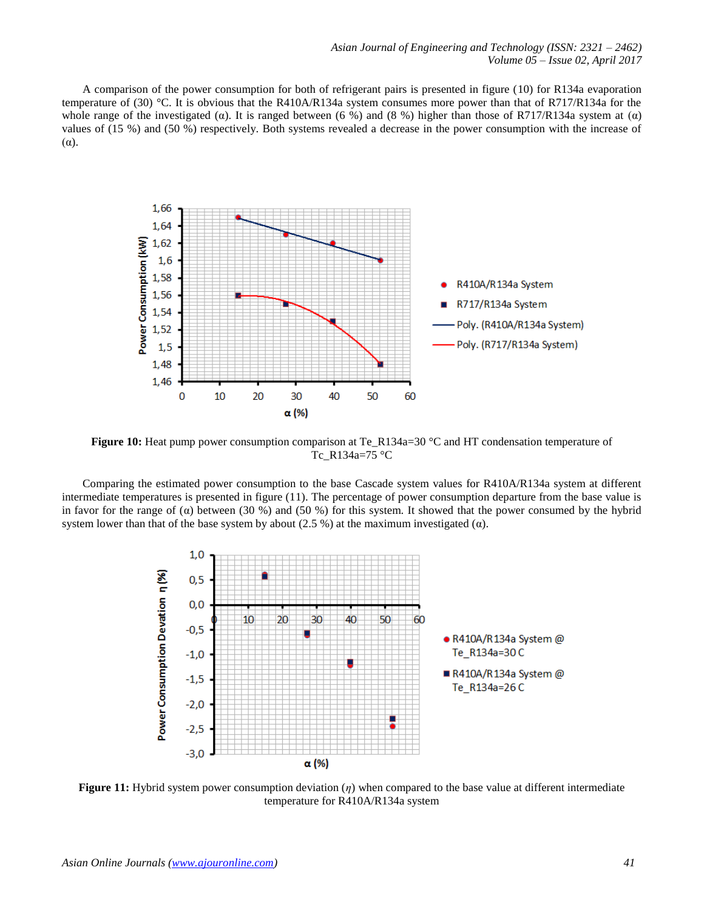A comparison of the power consumption for both of refrigerant pairs is presented in figure (10) for R134a evaporation temperature of (30) °C. It is obvious that the R410A/R134a system consumes more power than that of R717/R134a for the whole range of the investigated (α). It is ranged between (6 %) and (8 %) higher than those of R717/R134a system at (α) values of (15 %) and (50 %) respectively. Both systems revealed a decrease in the power consumption with the increase of (α).

**Figure 10:** Heat pump power consumption comparison at Te_R134a=30 °C and HT condensation temperature of Tc_R134a=75 °C

Comparing the estimated power consumption to the base Cascade system values for R410A/R134a system at different intermediate temperatures is presented in figure (11). The percentage of power consumption departure from the base value is in favor for the range of (α) between (30 %) and (50 %) for this system. It showed that the power consumed by the hybrid system lower than that of the base system by about (2.5 %) at the maximum investigated (α).

**Figure 11:** Hybrid system power consumption deviation ($\eta$) when compared to the base value at different intermediate temperature for R410A/R134a system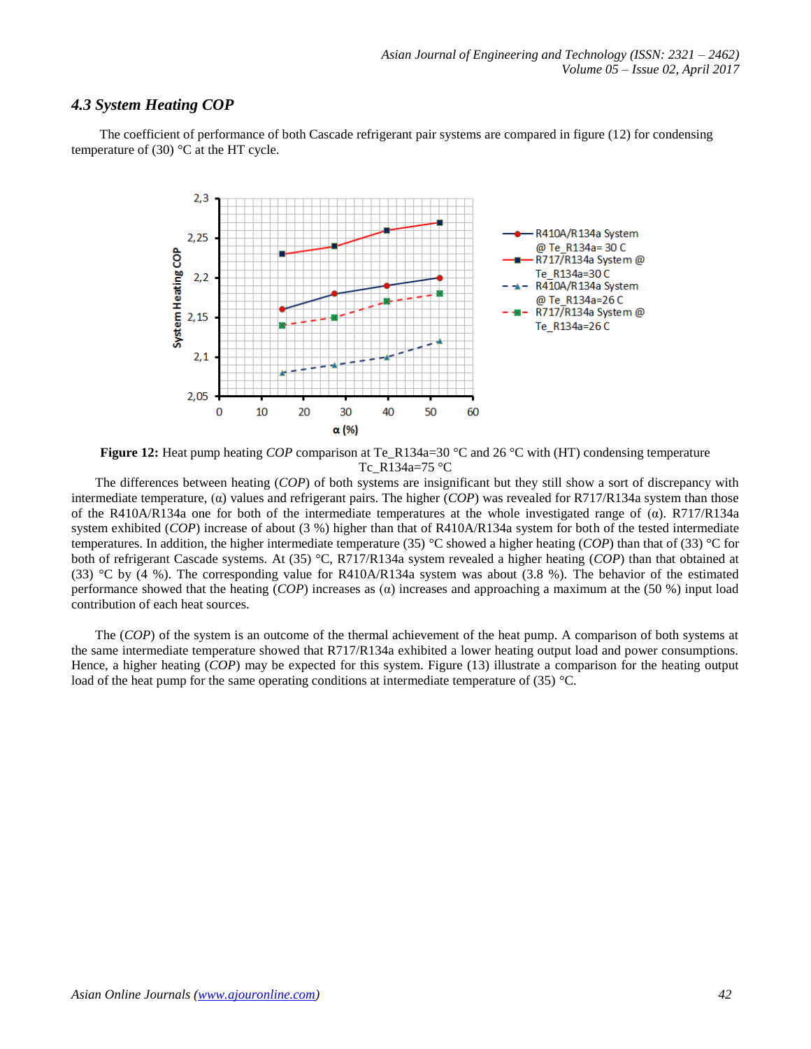### *4.3 System Heating COP*

The coefficient of performance of both Cascade refrigerant pair systems are compared in figure (12) for condensing temperature of (30) °C at the HT cycle.

**Figure 12:** Heat pump heating *COP* comparison at Te_R134a=30 °C and 26 °C with (HT) condensing temperature Tc_R134a=75 °C

The differences between heating (*COP*) of both systems are insignificant but they still show a sort of discrepancy with intermediate temperature, (α) values and refrigerant pairs. The higher (*COP*) was revealed for R717/R134a system than those of the R410A/R134a one for both of the intermediate temperatures at the whole investigated range of (α). R717/R134a system exhibited (*COP*) increase of about (3 %) higher than that of R410A/R134a system for both of the tested intermediate temperatures. In addition, the higher intermediate temperature (35) °C showed a higher heating (*COP*) than that of (33) °C for both of refrigerant Cascade systems. At (35) °C, R717/R134a system revealed a higher heating (*COP*) than that obtained at (33) °C by (4 %). The corresponding value for R410A/R134a system was about (3.8 %). The behavior of the estimated performance showed that the heating (*COP*) increases as (α) increases and approaching a maximum at the (50 %) input load contribution of each heat sources.

The (*COP*) of the system is an outcome of the thermal achievement of the heat pump. A comparison of both systems at the same intermediate temperature showed that R717/R134a exhibited a lower heating output load and power consumptions. Hence, a higher heating (*COP*) may be expected for this system. Figure (13) illustrate a comparison for the heating output load of the heat pump for the same operating conditions at intermediate temperature of (35) °C.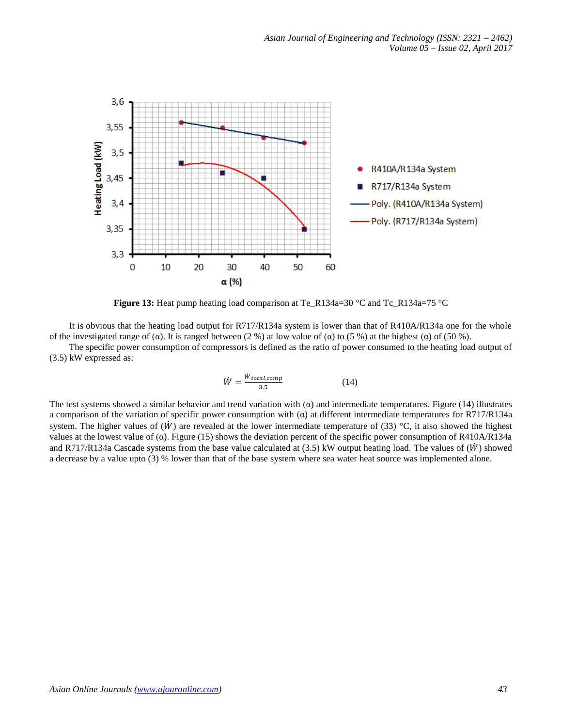Figure 13: Heat pump heating load comparison at Te_R134a=30 °C and Tc_R134a=75 °C

It is obvious that the heating load output for R717/R134a system is lower than that of R410A/R134a one for the whole of the investigated range of (α). It is ranged between (2 %) at low value of (α) to (5 %) at the highest (α) of (50 %).

The specific power consumption of compressors is defined as the ratio of power consumed to the heating load output of (3.5) kW expressed as:

$$\acute{W} = \frac{\dot{W}_{total,comp}}{3.5} \qquad (14)$$

The test systems showed a similar behavior and trend variation with (α) and intermediate temperatures. Figure (14) illustrates a comparison of the variation of specific power consumption with (α) at different intermediate temperatures for R717/R134a system. The higher values of ($\acute{W}$) are revealed at the lower intermediate temperature of (33) °C, it also showed the highest values at the lowest value of (α). Figure (15) shows the deviation percent of the specific power consumption of R410A/R134a and R717/R134a Cascade systems from the base value calculated at (3.5) kW output heating load. The values of ($\acute{W}$) showed a decrease by a value upto (3) % lower than that of the base system where sea water heat source was implemented alone.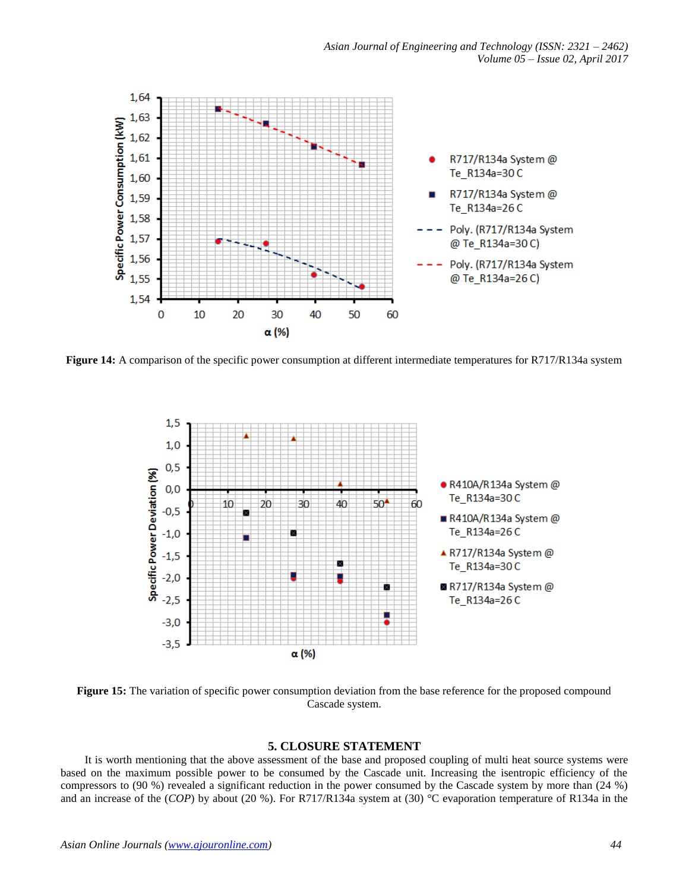**Figure 14:** A comparison of the specific power consumption at different intermediate temperatures for R717/R134a system

**Figure 15:** The variation of specific power consumption deviation from the base reference for the proposed compound Cascade system.

## 5. CLOSURE STATEMENT

It is worth mentioning that the above assessment of the base and proposed coupling of multi heat source systems were based on the maximum possible power to be consumed by the Cascade unit. Increasing the isentropic efficiency of the compressors to (90 %) revealed a significant reduction in the power consumed by the Cascade system by more than (24 %) and an increase of the (*COP*) by about (20 %). For R717/R134a system at (30) °C evaporation temperature of R134a in the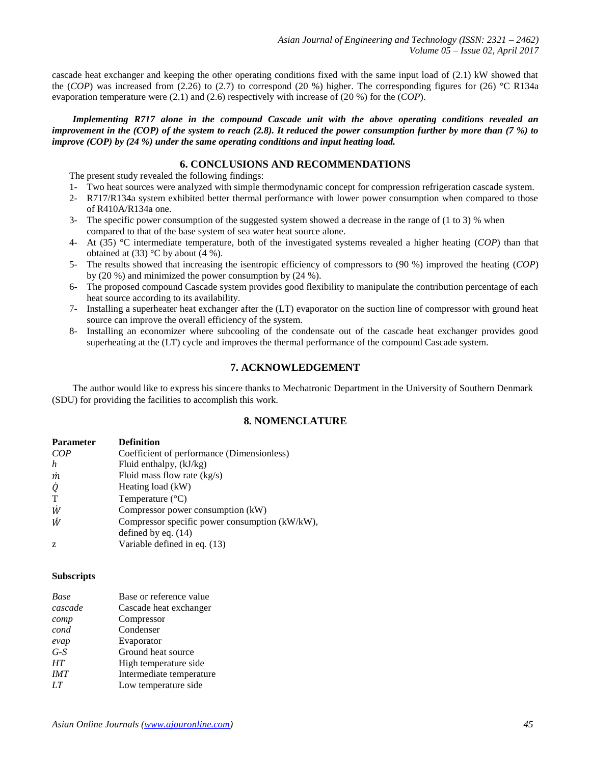cascade heat exchanger and keeping the other operating conditions fixed with the same input load of (2.1) kW showed that the (*COP*) was increased from (2.26) to (2.7) to correspond (20 %) higher. The corresponding figures for (26) °C R134a evaporation temperature were (2.1) and (2.6) respectively with increase of (20 %) for the (*COP*).

***Implementing R717 alone in the compound Cascade unit with the above operating conditions revealed an improvement in the (COP) of the system to reach (2.8). It reduced the power consumption further by more than (7 %) to improve (COP) by (24 %) under the same operating conditions and input heating load.***

## 6. CONCLUSIONS AND RECOMMENDATIONS

The present study revealed the following findings:

1- Two heat sources were analyzed with simple thermodynamic concept for compression refrigeration cascade system.
2- R717/R134a system exhibited better thermal performance with lower power consumption when compared to those of R410A/R134a one.
3- The specific power consumption of the suggested system showed a decrease in the range of (1 to 3) % when compared to that of the base system of sea water heat source alone.
4- At (35) °C intermediate temperature, both of the investigated systems revealed a higher heating (*COP*) than that obtained at (33) °C by about (4 %).
5- The results showed that increasing the isentropic efficiency of compressors to (90 %) improved the heating (*COP*) by (20 %) and minimized the power consumption by (24 %).
6- The proposed compound Cascade system provides good flexibility to manipulate the contribution percentage of each heat source according to its availability.
7- Installing a superheater heat exchanger after the (LT) evaporator on the suction line of compressor with ground heat source can improve the overall efficiency of the system.
8- Installing an economizer where subcooling of the condensate out of the cascade heat exchanger provides good superheating at the (LT) cycle and improves the thermal performance of the compound Cascade system.

## 7. ACKNOWLEDGEMENT

The author would like to express his sincere thanks to Mechatronic Department in the University of Southern Denmark (SDU) for providing the facilities to accomplish this work.

## 8. NOMENCLATURE

| Parameter | Definition |
|---|---|
| $COP$ | Coefficient of performance (Dimensionless) |
| $h$ | Fluid enthalpy, (kJ/kg) |
| $\dot{m}$ | Fluid mass flow rate (kg/s) |
| $\dot{Q}$ | Heating load (kW) |
| T | Temperature (°C) |
| $\dot{W}$ | Compressor power consumption (kW) |
| $\acute{W}$ | Compressor specific power consumption (kW/kW), defined by eq. (14) |
| z | Variable defined in eq. (13) |

**Subscripts**

| | |
|---|---|
| *Base* | Base or reference value |
| *cascade* | Cascade heat exchanger |
| *comp* | Compressor |
| *cond* | Condenser |
| *evap* | Evaporator |
| *G-S* | Ground heat source |
| *HT* | High temperature side |
| *IMT* | Intermediate temperature |
| *LT* | Low temperature side |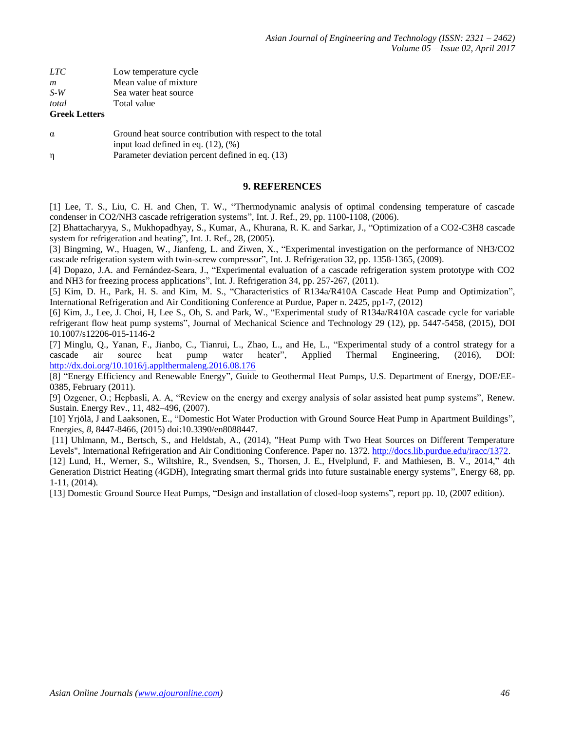| | |
|---|---|
| *LTC* | Low temperature cycle |
| *m* | Mean value of mixture |
| *S-W* | Sea water heat source |
| *total* | Total value |

**Greek Letters**

| | |
|---|---|
| $\alpha$ | Ground heat source contribution with respect to the total input load defined in eq. (12), (%) |
| $\eta$ | Parameter deviation percent defined in eq. (13) |

## 9. REFERENCES

[1] Lee, T. S., Liu, C. H. and Chen, T. W., "Thermodynamic analysis of optimal condensing temperature of cascade condenser in CO2/NH3 cascade refrigeration systems", Int. J. Ref., 29, pp. 1100-1108, (2006).

[2] Bhattacharyya, S., Mukhopadhyay, S., Kumar, A., Khurana, R. K. and Sarkar, J., "Optimization of a CO2-C3H8 cascade system for refrigeration and heating", Int. J. Ref., 28, (2005).

[3] Bingming, W., Huagen, W., Jianfeng, L. and Ziwen, X., "Experimental investigation on the performance of NH3/CO2 cascade refrigeration system with twin-screw compressor", Int. J. Refrigeration 32, pp. 1358-1365, (2009).

[4] Dopazo, J.A. and Fernández-Seara, J., "Experimental evaluation of a cascade refrigeration system prototype with CO2 and NH3 for freezing process applications", Int. J. Refrigeration 34, pp. 257-267, (2011).

[5] Kim, D. H., Park, H. S. and Kim, M. S., "Characteristics of R134a/R410A Cascade Heat Pump and Optimization", International Refrigeration and Air Conditioning Conference at Purdue, Paper n. 2425, pp1-7, (2012)

[6] Kim, J., Lee, J. Choi, H, Lee S., Oh, S. and Park, W., "Experimental study of R134a/R410A cascade cycle for variable refrigerant flow heat pump systems", Journal of Mechanical Science and Technology 29 (12), pp. 5447-5458, (2015), DOI 10.1007/s12206-015-1146-2

[7] Minglu, Q., Yanan, F., Jianbo, C., Tianrui, L., Zhao, L., and He, L., "Experimental study of a control strategy for a cascade air source heat pump water heater", Applied Thermal Engineering, (2016), DOI: http://dx.doi.org/10.1016/j.applthermaleng.2016.08.176

[8] "Energy Efficiency and Renewable Energy", Guide to Geothermal Heat Pumps, U.S. Department of Energy, DOE/EE-0385, February (2011).

[9] Ozgener, O.; Hepbasli, A. A, "Review on the energy and exergy analysis of solar assisted heat pump systems", Renew. Sustain. Energy Rev., 11, 482–496, (2007).

[10] Yrjölä, J and Laaksonen, E., "Domestic Hot Water Production with Ground Source Heat Pump in Apartment Buildings", Energies, *8*, 8447-8466, (2015) doi:10.3390/en8088447.

[11] Uhlmann, M., Bertsch, S., and Heldstab, A., (2014), "Heat Pump with Two Heat Sources on Different Temperature Levels", International Refrigeration and Air Conditioning Conference. Paper no. 1372. http://docs.lib.purdue.edu/iracc/1372.

[12] Lund, H., Werner, S., Wiltshire, R., Svendsen, S., Thorsen, J. E., Hvelplund, F. and Mathiesen, B. V., 2014," 4th Generation District Heating (4GDH), Integrating smart thermal grids into future sustainable energy systems", Energy 68, pp. 1-11, (2014).

[13] Domestic Ground Source Heat Pumps, "Design and installation of closed-loop systems", report pp. 10, (2007 edition).